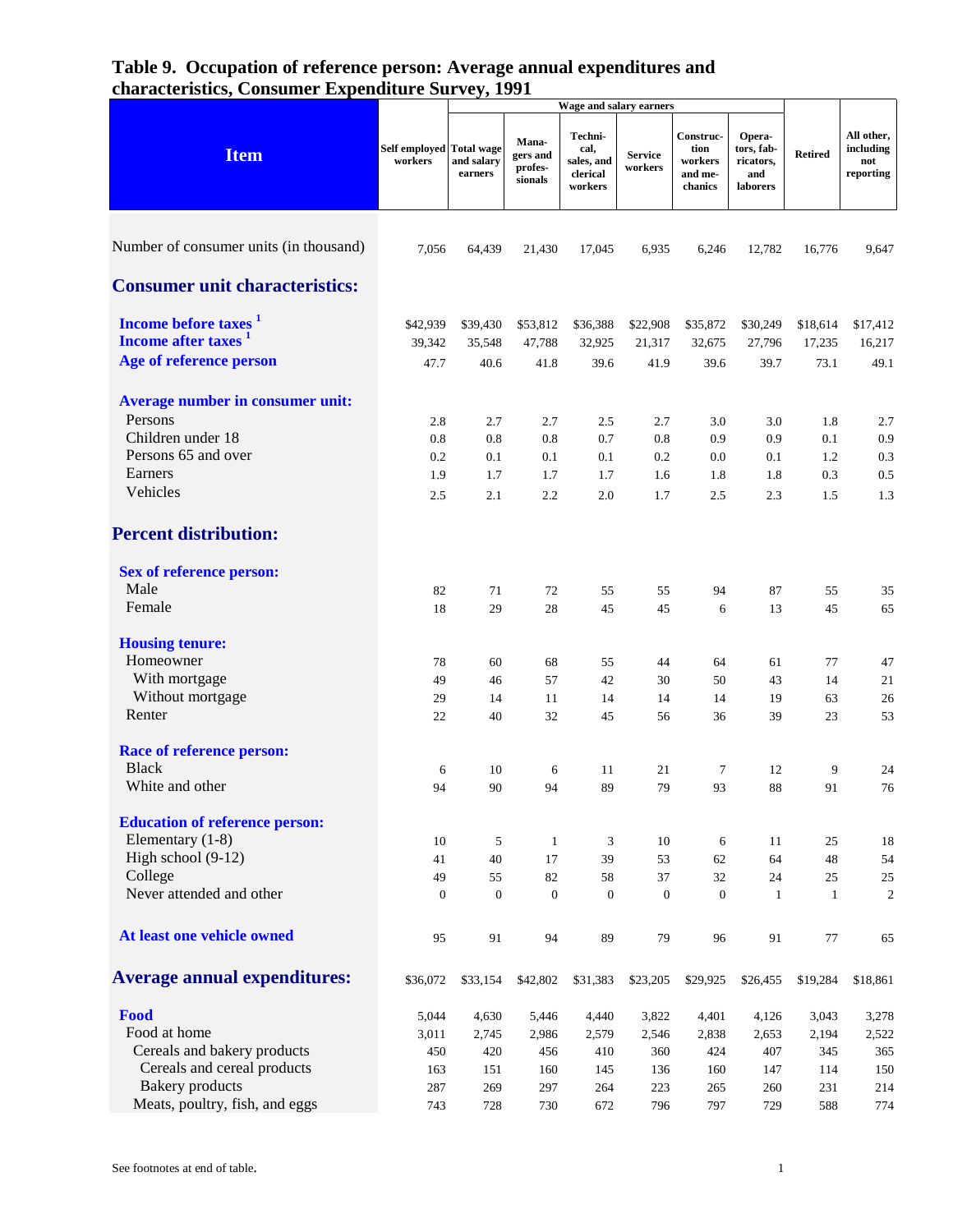# Table 9. Occupation of reference person: Average annual expenditures and characteristics, Consumer Expenditure Survey, 1991

| Item | Self employed workers | Wage and salary earners: Total wage and salary earners | Managers and professionals | Technical, sales, and clerical workers | Service workers | Construction workers and mechanics | Operators, fabricators, and laborers | Retired | All other, including not reporting |
|---|---|---|---|---|---|---|---|---|---|
| Number of consumer units (in thousand) | 7,056 | 64,439 | 21,430 | 17,045 | 6,935 | 6,246 | 12,782 | 16,776 | 9,647 |
| **Consumer unit characteristics:** | | | | | | | | | |
| Income before taxes [1] | $42,939 | $39,430 | $53,812 | $36,388 | $22,908 | $35,872 | $30,249 | $18,614 | $17,412 |
| Income after taxes [1] | 39,342 | 35,548 | 47,788 | 32,925 | 21,317 | 32,675 | 27,796 | 17,235 | 16,217 |
| Age of reference person | 47.7 | 40.6 | 41.8 | 39.6 | 41.9 | 39.6 | 39.7 | 73.1 | 49.1 |
| **Average number in consumer unit:** | | | | | | | | | |
| Persons | 2.8 | 2.7 | 2.7 | 2.5 | 2.7 | 3.0 | 3.0 | 1.8 | 2.7 |
| Children under 18 | 0.8 | 0.8 | 0.8 | 0.7 | 0.8 | 0.9 | 0.9 | 0.1 | 0.9 |
| Persons 65 and over | 0.2 | 0.1 | 0.1 | 0.1 | 0.2 | 0.0 | 0.1 | 1.2 | 0.3 |
| Earners | 1.9 | 1.7 | 1.7 | 1.7 | 1.6 | 1.8 | 1.8 | 0.3 | 0.5 |
| Vehicles | 2.5 | 2.1 | 2.2 | 2.0 | 1.7 | 2.5 | 2.3 | 1.5 | 1.3 |
| **Percent distribution:** | | | | | | | | | |
| **Sex of reference person:** | | | | | | | | | |
| Male | 82 | 71 | 72 | 55 | 55 | 94 | 87 | 55 | 35 |
| Female | 18 | 29 | 28 | 45 | 45 | 6 | 13 | 45 | 65 |
| **Housing tenure:** | | | | | | | | | |
| Homeowner | 78 | 60 | 68 | 55 | 44 | 64 | 61 | 77 | 47 |
| With mortgage | 49 | 46 | 57 | 42 | 30 | 50 | 43 | 14 | 21 |
| Without mortgage | 29 | 14 | 11 | 14 | 14 | 14 | 19 | 63 | 26 |
| Renter | 22 | 40 | 32 | 45 | 56 | 36 | 39 | 23 | 53 |
| **Race of reference person:** | | | | | | | | | |
| Black | 6 | 10 | 6 | 11 | 21 | 7 | 12 | 9 | 24 |
| White and other | 94 | 90 | 94 | 89 | 79 | 93 | 88 | 91 | 76 |
| **Education of reference person:** | | | | | | | | | |
| Elementary (1-8) | 10 | 5 | 1 | 3 | 10 | 6 | 11 | 25 | 18 |
| High school (9-12) | 41 | 40 | 17 | 39 | 53 | 62 | 64 | 48 | 54 |
| College | 49 | 55 | 82 | 58 | 37 | 32 | 24 | 25 | 25 |
| Never attended and other | 0 | 0 | 0 | 0 | 0 | 0 | 1 | 1 | 2 |
| **At least one vehicle owned** | 95 | 91 | 94 | 89 | 79 | 96 | 91 | 77 | 65 |
| **Average annual expenditures:** | $36,072 | $33,154 | $42,802 | $31,383 | $23,205 | $29,925 | $26,455 | $19,284 | $18,861 |
| **Food** | 5,044 | 4,630 | 5,446 | 4,440 | 3,822 | 4,401 | 4,126 | 3,043 | 3,278 |
| Food at home | 3,011 | 2,745 | 2,986 | 2,579 | 2,546 | 2,838 | 2,653 | 2,194 | 2,522 |
| Cereals and bakery products | 450 | 420 | 456 | 410 | 360 | 424 | 407 | 345 | 365 |
| Cereals and cereal products | 163 | 151 | 160 | 145 | 136 | 160 | 147 | 114 | 150 |
| Bakery products | 287 | 269 | 297 | 264 | 223 | 265 | 260 | 231 | 214 |
| Meats, poultry, fish, and eggs | 743 | 728 | 730 | 672 | 796 | 797 | 729 | 588 | 774 |

See footnotes at end of table.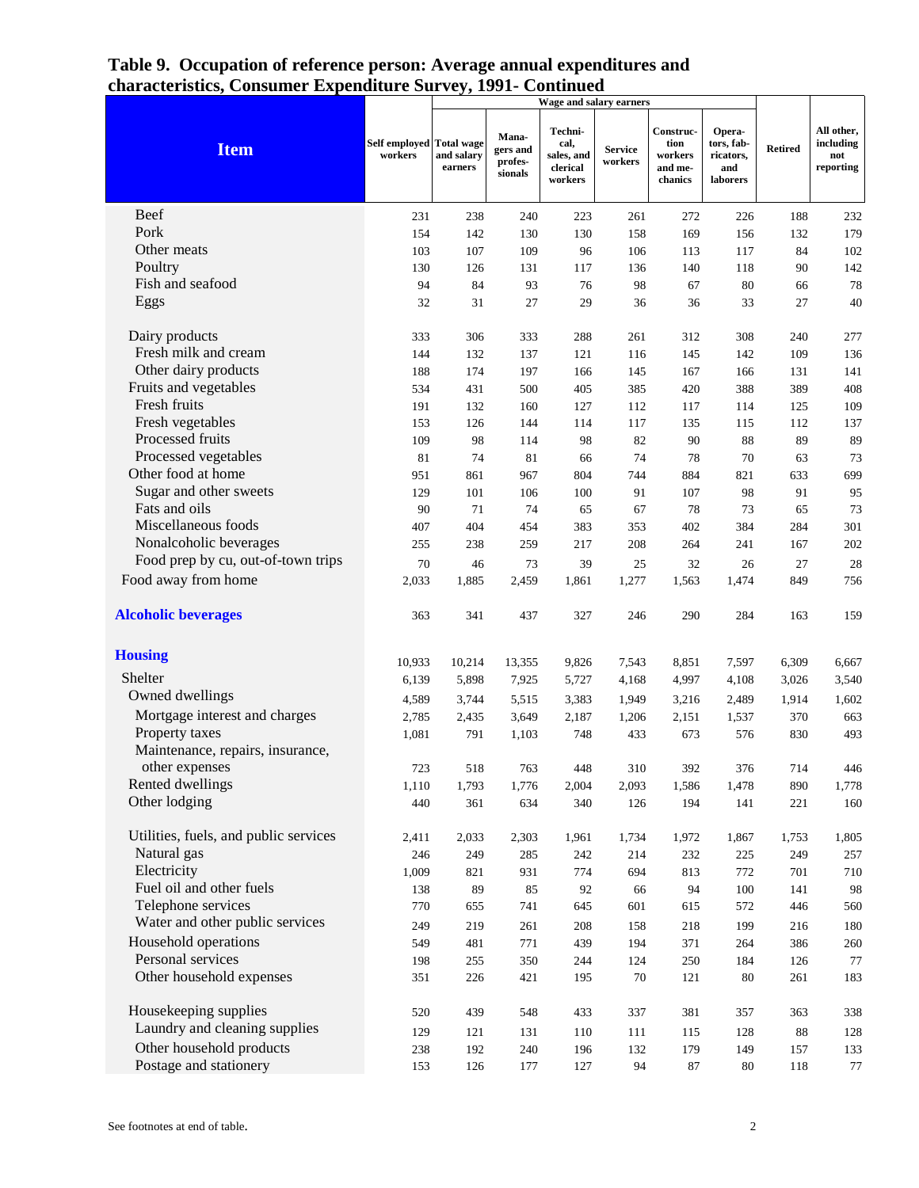# Table 9. Occupation of reference person: Average annual expenditures and characteristics, Consumer Expenditure Survey, 1991- Continued

| Item | Self employed workers | Wage and salary earners | | | | | | Retired | All other, including not reporting |
|---|---|---|---|---|---|---|---|---|---|
| | | Total wage and salary earners | Managers and professionals | Technical, sales, and clerical workers | Service workers | Construction workers and mechanics | Operators, fabricators, and laborers | | |
| Beef | 231 | 238 | 240 | 223 | 261 | 272 | 226 | 188 | 232 |
| Pork | 154 | 142 | 130 | 130 | 158 | 169 | 156 | 132 | 179 |
| Other meats | 103 | 107 | 109 | 96 | 106 | 113 | 117 | 84 | 102 |
| Poultry | 130 | 126 | 131 | 117 | 136 | 140 | 118 | 90 | 142 |
| Fish and seafood | 94 | 84 | 93 | 76 | 98 | 67 | 80 | 66 | 78 |
| Eggs | 32 | 31 | 27 | 29 | 36 | 36 | 33 | 27 | 40 |
| Dairy products | 333 | 306 | 333 | 288 | 261 | 312 | 308 | 240 | 277 |
| Fresh milk and cream | 144 | 132 | 137 | 121 | 116 | 145 | 142 | 109 | 136 |
| Other dairy products | 188 | 174 | 197 | 166 | 145 | 167 | 166 | 131 | 141 |
| Fruits and vegetables | 534 | 431 | 500 | 405 | 385 | 420 | 388 | 389 | 408 |
| Fresh fruits | 191 | 132 | 160 | 127 | 112 | 117 | 114 | 125 | 109 |
| Fresh vegetables | 153 | 126 | 144 | 114 | 117 | 135 | 115 | 112 | 137 |
| Processed fruits | 109 | 98 | 114 | 98 | 82 | 90 | 88 | 89 | 89 |
| Processed vegetables | 81 | 74 | 81 | 66 | 74 | 78 | 70 | 63 | 73 |
| Other food at home | 951 | 861 | 967 | 804 | 744 | 884 | 821 | 633 | 699 |
| Sugar and other sweets | 129 | 101 | 106 | 100 | 91 | 107 | 98 | 91 | 95 |
| Fats and oils | 90 | 71 | 74 | 65 | 67 | 78 | 73 | 65 | 73 |
| Miscellaneous foods | 407 | 404 | 454 | 383 | 353 | 402 | 384 | 284 | 301 |
| Nonalcoholic beverages | 255 | 238 | 259 | 217 | 208 | 264 | 241 | 167 | 202 |
| Food prep by cu, out-of-town trips | 70 | 46 | 73 | 39 | 25 | 32 | 26 | 27 | 28 |
| Food away from home | 2,033 | 1,885 | 2,459 | 1,861 | 1,277 | 1,563 | 1,474 | 849 | 756 |
| **Alcoholic beverages** | 363 | 341 | 437 | 327 | 246 | 290 | 284 | 163 | 159 |
| **Housing** | 10,933 | 10,214 | 13,355 | 9,826 | 7,543 | 8,851 | 7,597 | 6,309 | 6,667 |
| Shelter | 6,139 | 5,898 | 7,925 | 5,727 | 4,168 | 4,997 | 4,108 | 3,026 | 3,540 |
| Owned dwellings | 4,589 | 3,744 | 5,515 | 3,383 | 1,949 | 3,216 | 2,489 | 1,914 | 1,602 |
| Mortgage interest and charges | 2,785 | 2,435 | 3,649 | 2,187 | 1,206 | 2,151 | 1,537 | 370 | 663 |
| Property taxes | 1,081 | 791 | 1,103 | 748 | 433 | 673 | 576 | 830 | 493 |
| Maintenance, repairs, insurance, other expenses | 723 | 518 | 763 | 448 | 310 | 392 | 376 | 714 | 446 |
| Rented dwellings | 1,110 | 1,793 | 1,776 | 2,004 | 2,093 | 1,586 | 1,478 | 890 | 1,778 |
| Other lodging | 440 | 361 | 634 | 340 | 126 | 194 | 141 | 221 | 160 |
| Utilities, fuels, and public services | 2,411 | 2,033 | 2,303 | 1,961 | 1,734 | 1,972 | 1,867 | 1,753 | 1,805 |
| Natural gas | 246 | 249 | 285 | 242 | 214 | 232 | 225 | 249 | 257 |
| Electricity | 1,009 | 821 | 931 | 774 | 694 | 813 | 772 | 701 | 710 |
| Fuel oil and other fuels | 138 | 89 | 85 | 92 | 66 | 94 | 100 | 141 | 98 |
| Telephone services | 770 | 655 | 741 | 645 | 601 | 615 | 572 | 446 | 560 |
| Water and other public services | 249 | 219 | 261 | 208 | 158 | 218 | 199 | 216 | 180 |
| Household operations | 549 | 481 | 771 | 439 | 194 | 371 | 264 | 386 | 260 |
| Personal services | 198 | 255 | 350 | 244 | 124 | 250 | 184 | 126 | 77 |
| Other household expenses | 351 | 226 | 421 | 195 | 70 | 121 | 80 | 261 | 183 |
| Housekeeping supplies | 520 | 439 | 548 | 433 | 337 | 381 | 357 | 363 | 338 |
| Laundry and cleaning supplies | 129 | 121 | 131 | 110 | 111 | 115 | 128 | 88 | 128 |
| Other household products | 238 | 192 | 240 | 196 | 132 | 179 | 149 | 157 | 133 |
| Postage and stationery | 153 | 126 | 177 | 127 | 94 | 87 | 80 | 118 | 77 |

See footnotes at end of table.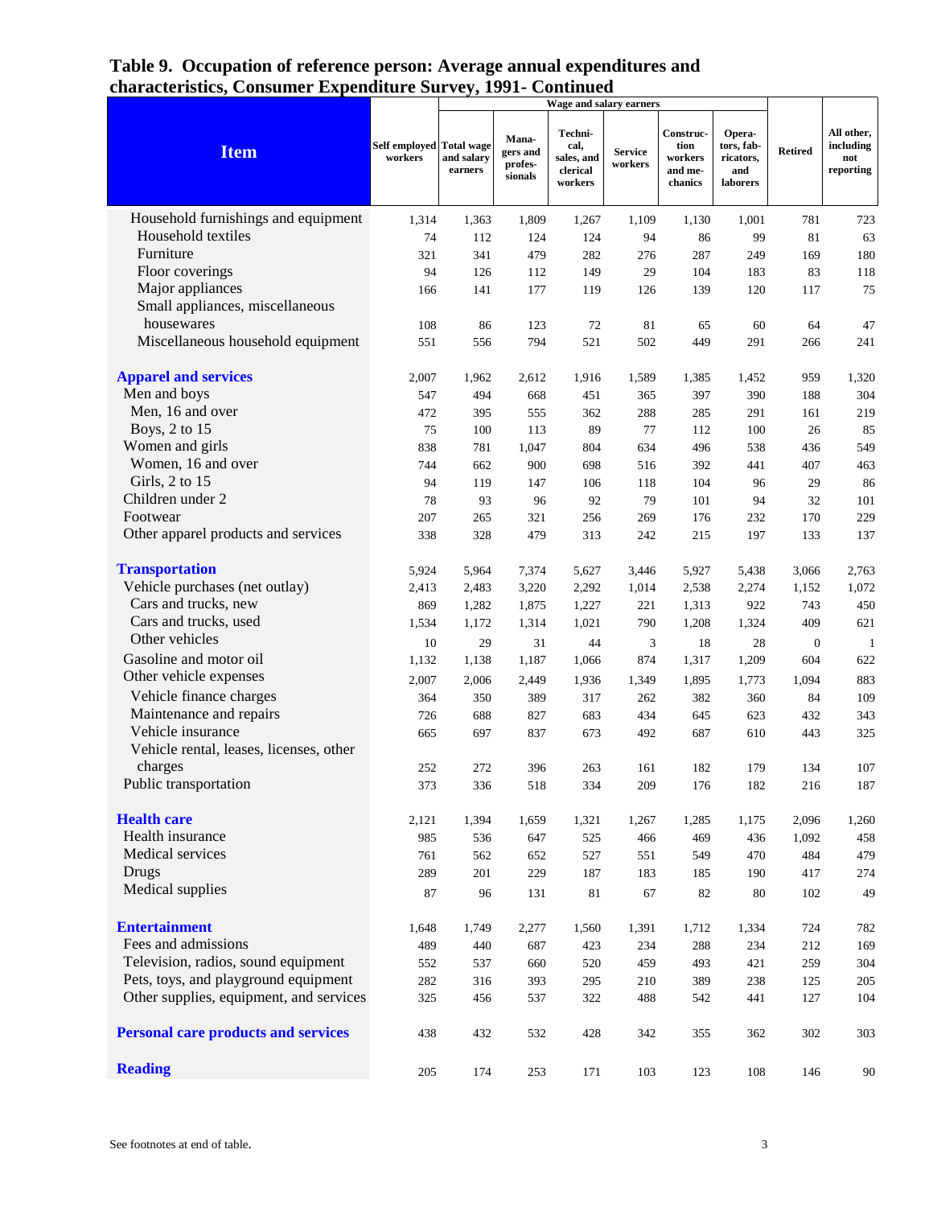# Table 9. Occupation of reference person: Average annual expenditures and characteristics, Consumer Expenditure Survey, 1991- Continued

| Item | Self employed workers | Wage and salary earners: Total wage and salary earners | Managers and professionals | Technical, sales, and clerical workers | Service workers | Construction workers and mechanics | Operators, fabricators, and laborers | Retired | All other, including not reporting |
|---|---|---|---|---|---|---|---|---|---|
| Household furnishings and equipment | 1,314 | 1,363 | 1,809 | 1,267 | 1,109 | 1,130 | 1,001 | 781 | 723 |
| Household textiles | 74 | 112 | 124 | 124 | 94 | 86 | 99 | 81 | 63 |
| Furniture | 321 | 341 | 479 | 282 | 276 | 287 | 249 | 169 | 180 |
| Floor coverings | 94 | 126 | 112 | 149 | 29 | 104 | 183 | 83 | 118 |
| Major appliances | 166 | 141 | 177 | 119 | 126 | 139 | 120 | 117 | 75 |
| Small appliances, miscellaneous housewares | 108 | 86 | 123 | 72 | 81 | 65 | 60 | 64 | 47 |
| Miscellaneous household equipment | 551 | 556 | 794 | 521 | 502 | 449 | 291 | 266 | 241 |
| **Apparel and services** | 2,007 | 1,962 | 2,612 | 1,916 | 1,589 | 1,385 | 1,452 | 959 | 1,320 |
| Men and boys | 547 | 494 | 668 | 451 | 365 | 397 | 390 | 188 | 304 |
| Men, 16 and over | 472 | 395 | 555 | 362 | 288 | 285 | 291 | 161 | 219 |
| Boys, 2 to 15 | 75 | 100 | 113 | 89 | 77 | 112 | 100 | 26 | 85 |
| Women and girls | 838 | 781 | 1,047 | 804 | 634 | 496 | 538 | 436 | 549 |
| Women, 16 and over | 744 | 662 | 900 | 698 | 516 | 392 | 441 | 407 | 463 |
| Girls, 2 to 15 | 94 | 119 | 147 | 106 | 118 | 104 | 96 | 29 | 86 |
| Children under 2 | 78 | 93 | 96 | 92 | 79 | 101 | 94 | 32 | 101 |
| Footwear | 207 | 265 | 321 | 256 | 269 | 176 | 232 | 170 | 229 |
| Other apparel products and services | 338 | 328 | 479 | 313 | 242 | 215 | 197 | 133 | 137 |
| **Transportation** | 5,924 | 5,964 | 7,374 | 5,627 | 3,446 | 5,927 | 5,438 | 3,066 | 2,763 |
| Vehicle purchases (net outlay) | 2,413 | 2,483 | 3,220 | 2,292 | 1,014 | 2,538 | 2,274 | 1,152 | 1,072 |
| Cars and trucks, new | 869 | 1,282 | 1,875 | 1,227 | 221 | 1,313 | 922 | 743 | 450 |
| Cars and trucks, used | 1,534 | 1,172 | 1,314 | 1,021 | 790 | 1,208 | 1,324 | 409 | 621 |
| Other vehicles | 10 | 29 | 31 | 44 | 3 | 18 | 28 | 0 | 1 |
| Gasoline and motor oil | 1,132 | 1,138 | 1,187 | 1,066 | 874 | 1,317 | 1,209 | 604 | 622 |
| Other vehicle expenses | 2,007 | 2,006 | 2,449 | 1,936 | 1,349 | 1,895 | 1,773 | 1,094 | 883 |
| Vehicle finance charges | 364 | 350 | 389 | 317 | 262 | 382 | 360 | 84 | 109 |
| Maintenance and repairs | 726 | 688 | 827 | 683 | 434 | 645 | 623 | 432 | 343 |
| Vehicle insurance | 665 | 697 | 837 | 673 | 492 | 687 | 610 | 443 | 325 |
| Vehicle rental, leases, licenses, other charges | 252 | 272 | 396 | 263 | 161 | 182 | 179 | 134 | 107 |
| Public transportation | 373 | 336 | 518 | 334 | 209 | 176 | 182 | 216 | 187 |
| **Health care** | 2,121 | 1,394 | 1,659 | 1,321 | 1,267 | 1,285 | 1,175 | 2,096 | 1,260 |
| Health insurance | 985 | 536 | 647 | 525 | 466 | 469 | 436 | 1,092 | 458 |
| Medical services | 761 | 562 | 652 | 527 | 551 | 549 | 470 | 484 | 479 |
| Drugs | 289 | 201 | 229 | 187 | 183 | 185 | 190 | 417 | 274 |
| Medical supplies | 87 | 96 | 131 | 81 | 67 | 82 | 80 | 102 | 49 |
| **Entertainment** | 1,648 | 1,749 | 2,277 | 1,560 | 1,391 | 1,712 | 1,334 | 724 | 782 |
| Fees and admissions | 489 | 440 | 687 | 423 | 234 | 288 | 234 | 212 | 169 |
| Television, radios, sound equipment | 552 | 537 | 660 | 520 | 459 | 493 | 421 | 259 | 304 |
| Pets, toys, and playground equipment | 282 | 316 | 393 | 295 | 210 | 389 | 238 | 125 | 205 |
| Other supplies, equipment, and services | 325 | 456 | 537 | 322 | 488 | 542 | 441 | 127 | 104 |
| **Personal care products and services** | 438 | 432 | 532 | 428 | 342 | 355 | 362 | 302 | 303 |
| **Reading** | 205 | 174 | 253 | 171 | 103 | 123 | 108 | 146 | 90 |

See footnotes at end of table.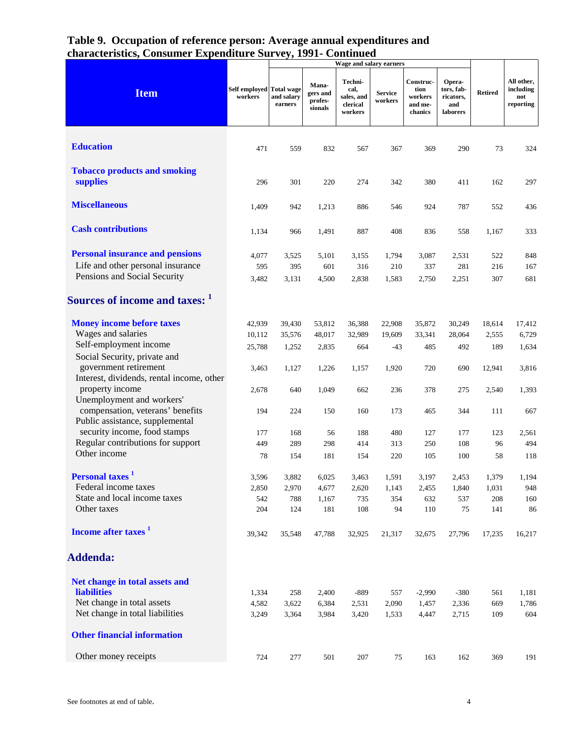# Table 9. Occupation of reference person: Average annual expenditures and characteristics, Consumer Expenditure Survey, 1991- Continued

| Item | Self employed workers | Wage and salary earners: Total wage and salary earners | Managers and professionals | Technical, sales, and clerical workers | Service workers | Construction workers and mechanics | Operators, fabricators, and laborers | Retired | All other, including not reporting |
|---|---|---|---|---|---|---|---|---|---|
| **Education** | 471 | 559 | 832 | 567 | 367 | 369 | 290 | 73 | 324 |
| **Tobacco products and smoking supplies** | 296 | 301 | 220 | 274 | 342 | 380 | 411 | 162 | 297 |
| **Miscellaneous** | 1,409 | 942 | 1,213 | 886 | 546 | 924 | 787 | 552 | 436 |
| **Cash contributions** | 1,134 | 966 | 1,491 | 887 | 408 | 836 | 558 | 1,167 | 333 |
| **Personal insurance and pensions** | 4,077 | 3,525 | 5,101 | 3,155 | 1,794 | 3,087 | 2,531 | 522 | 848 |
| Life and other personal insurance | 595 | 395 | 601 | 316 | 210 | 337 | 281 | 216 | 167 |
| Pensions and Social Security | 3,482 | 3,131 | 4,500 | 2,838 | 1,583 | 2,750 | 2,251 | 307 | 681 |
| **Sources of income and taxes: [1]** | | | | | | | | | |
| **Money income before taxes** | 42,939 | 39,430 | 53,812 | 36,388 | 22,908 | 35,872 | 30,249 | 18,614 | 17,412 |
| Wages and salaries | 10,112 | 35,576 | 48,017 | 32,989 | 19,609 | 33,341 | 28,064 | 2,555 | 6,729 |
| Self-employment income | 25,788 | 1,252 | 2,835 | 664 | -43 | 485 | 492 | 189 | 1,634 |
| Social Security, private and government retirement | 3,463 | 1,127 | 1,226 | 1,157 | 1,920 | 720 | 690 | 12,941 | 3,816 |
| Interest, dividends, rental income, other property income | 2,678 | 640 | 1,049 | 662 | 236 | 378 | 275 | 2,540 | 1,393 |
| Unemployment and workers' compensation, veterans' benefits | 194 | 224 | 150 | 160 | 173 | 465 | 344 | 111 | 667 |
| Public assistance, supplemental security income, food stamps | 177 | 168 | 56 | 188 | 480 | 127 | 177 | 123 | 2,561 |
| Regular contributions for support | 449 | 289 | 298 | 414 | 313 | 250 | 108 | 96 | 494 |
| Other income | 78 | 154 | 181 | 154 | 220 | 105 | 100 | 58 | 118 |
| **Personal taxes [1]** | 3,596 | 3,882 | 6,025 | 3,463 | 1,591 | 3,197 | 2,453 | 1,379 | 1,194 |
| Federal income taxes | 2,850 | 2,970 | 4,677 | 2,620 | 1,143 | 2,455 | 1,840 | 1,031 | 948 |
| State and local income taxes | 542 | 788 | 1,167 | 735 | 354 | 632 | 537 | 208 | 160 |
| Other taxes | 204 | 124 | 181 | 108 | 94 | 110 | 75 | 141 | 86 |
| **Income after taxes [1]** | 39,342 | 35,548 | 47,788 | 32,925 | 21,317 | 32,675 | 27,796 | 17,235 | 16,217 |
| **Addenda:** | | | | | | | | | |
| **Net change in total assets and liabilities** | 1,334 | 258 | 2,400 | -889 | 557 | -2,990 | -380 | 561 | 1,181 |
| Net change in total assets | 4,582 | 3,622 | 6,384 | 2,531 | 2,090 | 1,457 | 2,336 | 669 | 1,786 |
| Net change in total liabilities | 3,249 | 3,364 | 3,984 | 3,420 | 1,533 | 4,447 | 2,715 | 109 | 604 |
| **Other financial information** | | | | | | | | | |
| Other money receipts | 724 | 277 | 501 | 207 | 75 | 163 | 162 | 369 | 191 |

See footnotes at end of table.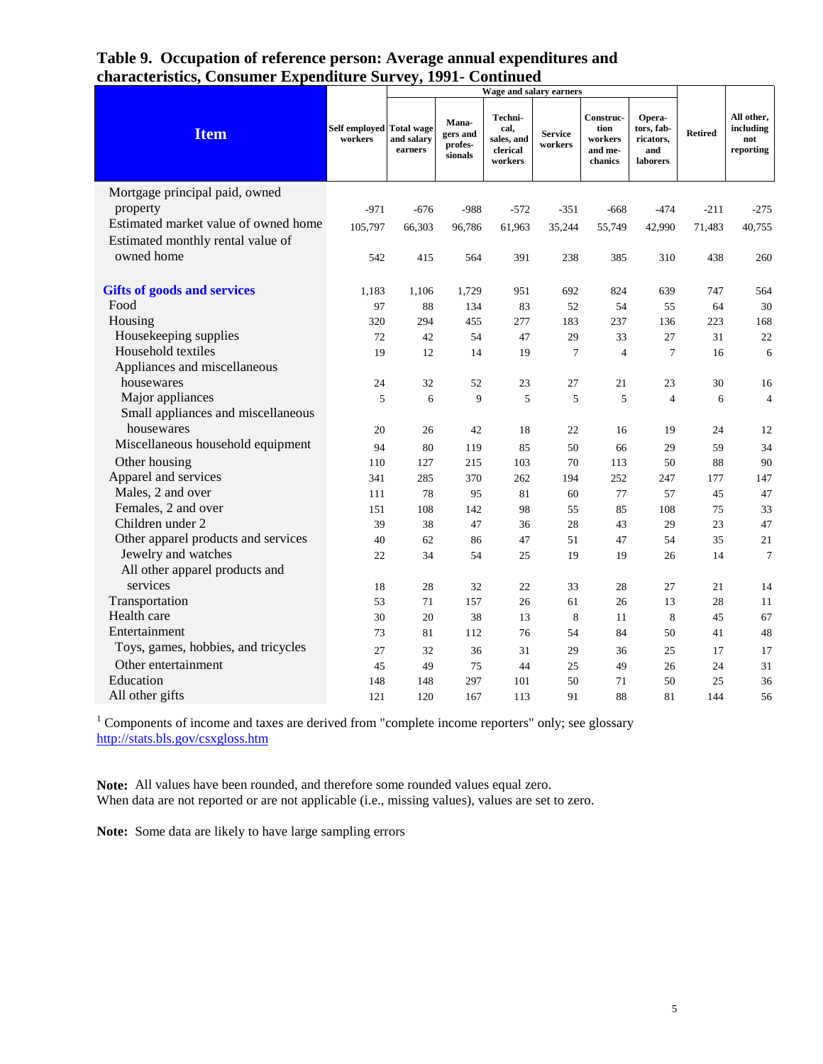## Table 9. Occupation of reference person: Average annual expenditures and characteristics, Consumer Expenditure Survey, 1991- Continued

| Item | Self employed workers | Wage and salary earners: Total wage and salary earners | Managers and professionals | Technical, sales, and clerical workers | Service workers | Construction workers and mechanics | Operators, fabricators, and laborers | Retired | All other, including not reporting |
|---|---|---|---|---|---|---|---|---|---|
| Mortgage principal paid, owned property | -971 | -676 | -988 | -572 | -351 | -668 | -474 | -211 | -275 |
| Estimated market value of owned home | 105,797 | 66,303 | 96,786 | 61,963 | 35,244 | 55,749 | 42,990 | 71,483 | 40,755 |
| Estimated monthly rental value of owned home | 542 | 415 | 564 | 391 | 238 | 385 | 310 | 438 | 260 |
| **Gifts of goods and services** | 1,183 | 1,106 | 1,729 | 951 | 692 | 824 | 639 | 747 | 564 |
| Food | 97 | 88 | 134 | 83 | 52 | 54 | 55 | 64 | 30 |
| Housing | 320 | 294 | 455 | 277 | 183 | 237 | 136 | 223 | 168 |
| Housekeeping supplies | 72 | 42 | 54 | 47 | 29 | 33 | 27 | 31 | 22 |
| Household textiles | 19 | 12 | 14 | 19 | 7 | 4 | 7 | 16 | 6 |
| Appliances and miscellaneous housewares | 24 | 32 | 52 | 23 | 27 | 21 | 23 | 30 | 16 |
| Major appliances | 5 | 6 | 9 | 5 | 5 | 5 | 4 | 6 | 4 |
| Small appliances and miscellaneous housewares | 20 | 26 | 42 | 18 | 22 | 16 | 19 | 24 | 12 |
| Miscellaneous household equipment | 94 | 80 | 119 | 85 | 50 | 66 | 29 | 59 | 34 |
| Other housing | 110 | 127 | 215 | 103 | 70 | 113 | 50 | 88 | 90 |
| Apparel and services | 341 | 285 | 370 | 262 | 194 | 252 | 247 | 177 | 147 |
| Males, 2 and over | 111 | 78 | 95 | 81 | 60 | 77 | 57 | 45 | 47 |
| Females, 2 and over | 151 | 108 | 142 | 98 | 55 | 85 | 108 | 75 | 33 |
| Children under 2 | 39 | 38 | 47 | 36 | 28 | 43 | 29 | 23 | 47 |
| Other apparel products and services | 40 | 62 | 86 | 47 | 51 | 47 | 54 | 35 | 21 |
| Jewelry and watches | 22 | 34 | 54 | 25 | 19 | 19 | 26 | 14 | 7 |
| All other apparel products and services | 18 | 28 | 32 | 22 | 33 | 28 | 27 | 21 | 14 |
| Transportation | 53 | 71 | 157 | 26 | 61 | 26 | 13 | 28 | 11 |
| Health care | 30 | 20 | 38 | 13 | 8 | 11 | 8 | 45 | 67 |
| Entertainment | 73 | 81 | 112 | 76 | 54 | 84 | 50 | 41 | 48 |
| Toys, games, hobbies, and tricycles | 27 | 32 | 36 | 31 | 29 | 36 | 25 | 17 | 17 |
| Other entertainment | 45 | 49 | 75 | 44 | 25 | 49 | 26 | 24 | 31 |
| Education | 148 | 148 | 297 | 101 | 50 | 71 | 50 | 25 | 36 |
| All other gifts | 121 | 120 | 167 | 113 | 91 | 88 | 81 | 144 | 56 |

[1] Components of income and taxes are derived from "complete income reporters" only; see glossary http://stats.bls.gov/csxgloss.htm

**Note:** All values have been rounded, and therefore some rounded values equal zero.
When data are not reported or are not applicable (i.e., missing values), values are set to zero.

**Note:** Some data are likely to have large sampling errors